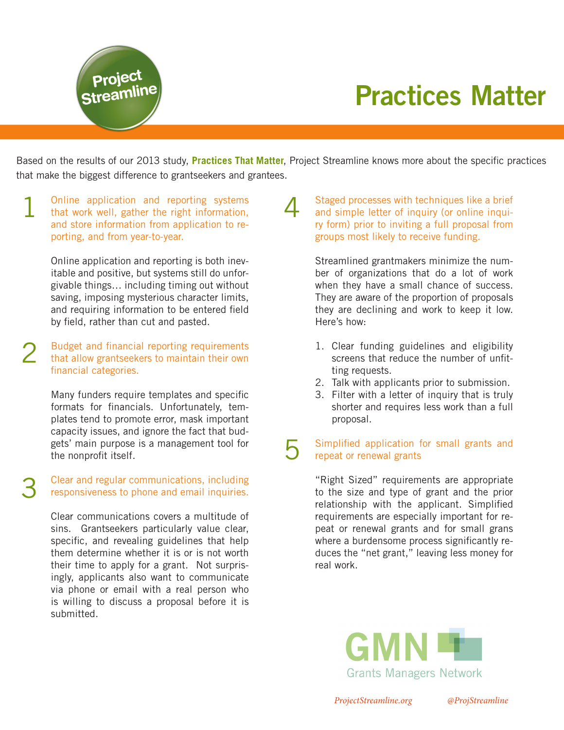Project Streamline

# Practices Matter

Based on the results of our 2013 study, **Practices That Matter**, Project Streamline knows more about the specific practices that make the biggest difference to grantseekers and grantees.

## 1 Online application and reporting systems that work well, gather the right information, and store information from application to reporting, and from year-to-year.

Online application and reporting is both inevitable and positive, but systems still do unforgivable things… including timing out without saving, imposing mysterious character limits, and requiring information to be entered field by field, rather than cut and pasted.

## 2 Budget and financial reporting requirements that allow grantseekers to maintain their own financial categories.

Many funders require templates and specific formats for financials. Unfortunately, templates tend to promote error, mask important capacity issues, and ignore the fact that budgets' main purpose is a management tool for the nonprofit itself.

## 3 Clear and regular communications, including responsiveness to phone and email inquiries.

Clear communications covers a multitude of sins. Grantseekers particularly value clear, specific, and revealing guidelines that help them determine whether it is or is not worth their time to apply for a grant. Not surprisingly, applicants also want to communicate via phone or email with a real person who is willing to discuss a proposal before it is submitted.

## 4 Staged processes with techniques like a brief and simple letter of inquiry (or online inquiry form) prior to inviting a full proposal from groups most likely to receive funding.

Streamlined grantmakers minimize the number of organizations that do a lot of work when they have a small chance of success. They are aware of the proportion of proposals they are declining and work to keep it low. Here's how:

1. Clear funding guidelines and eligibility screens that reduce the number of unfitting requests.
2. Talk with applicants prior to submission.
3. Filter with a letter of inquiry that is truly shorter and requires less work than a full proposal.

## 5 Simplified application for small grants and repeat or renewal grants

"Right Sized" requirements are appropriate to the size and type of grant and the prior relationship with the applicant. Simplified requirements are especially important for repeat or renewal grants and for small grans where a burdensome process significantly reduces the "net grant," leaving less money for real work.

GMN Grants Managers Network

*ProjectStreamline.org* *@ProjStreamline*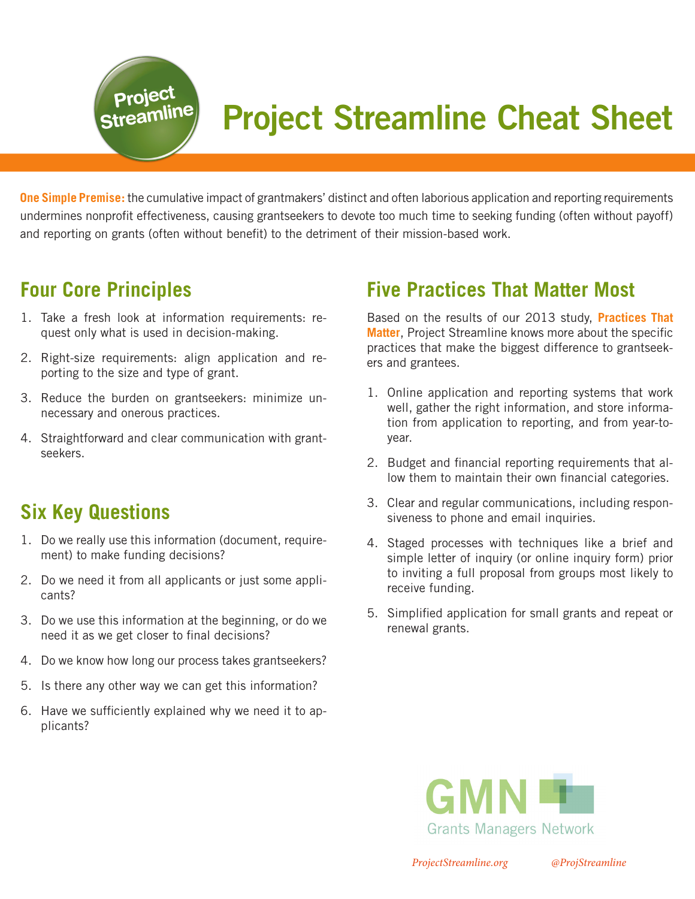# Project Streamline Cheat Sheet

**One Simple Premise:** the cumulative impact of grantmakers' distinct and often laborious application and reporting requirements undermines nonprofit effectiveness, causing grantseekers to devote too much time to seeking funding (often without payoff) and reporting on grants (often without benefit) to the detriment of their mission-based work.

## Four Core Principles

1. Take a fresh look at information requirements: request only what is used in decision-making.
2. Right-size requirements: align application and reporting to the size and type of grant.
3. Reduce the burden on grantseekers: minimize unnecessary and onerous practices.
4. Straightforward and clear communication with grantseekers.

## Six Key Questions

1. Do we really use this information (document, requirement) to make funding decisions?
2. Do we need it from all applicants or just some applicants?
3. Do we use this information at the beginning, or do we need it as we get closer to final decisions?
4. Do we know how long our process takes grantseekers?
5. Is there any other way we can get this information?
6. Have we sufficiently explained why we need it to applicants?

## Five Practices That Matter Most

Based on the results of our 2013 study, **Practices That Matter**, Project Streamline knows more about the specific practices that make the biggest difference to grantseekers and grantees.

1. Online application and reporting systems that work well, gather the right information, and store information from application to reporting, and from year-to-year.
2. Budget and financial reporting requirements that allow them to maintain their own financial categories.
3. Clear and regular communications, including responsiveness to phone and email inquiries.
4. Staged processes with techniques like a brief and simple letter of inquiry (or online inquiry form) prior to inviting a full proposal from groups most likely to receive funding.
5. Simplified application for small grants and repeat or renewal grants.

GMN Grants Managers Network

*ProjectStreamline.org* *@ProjStreamline*